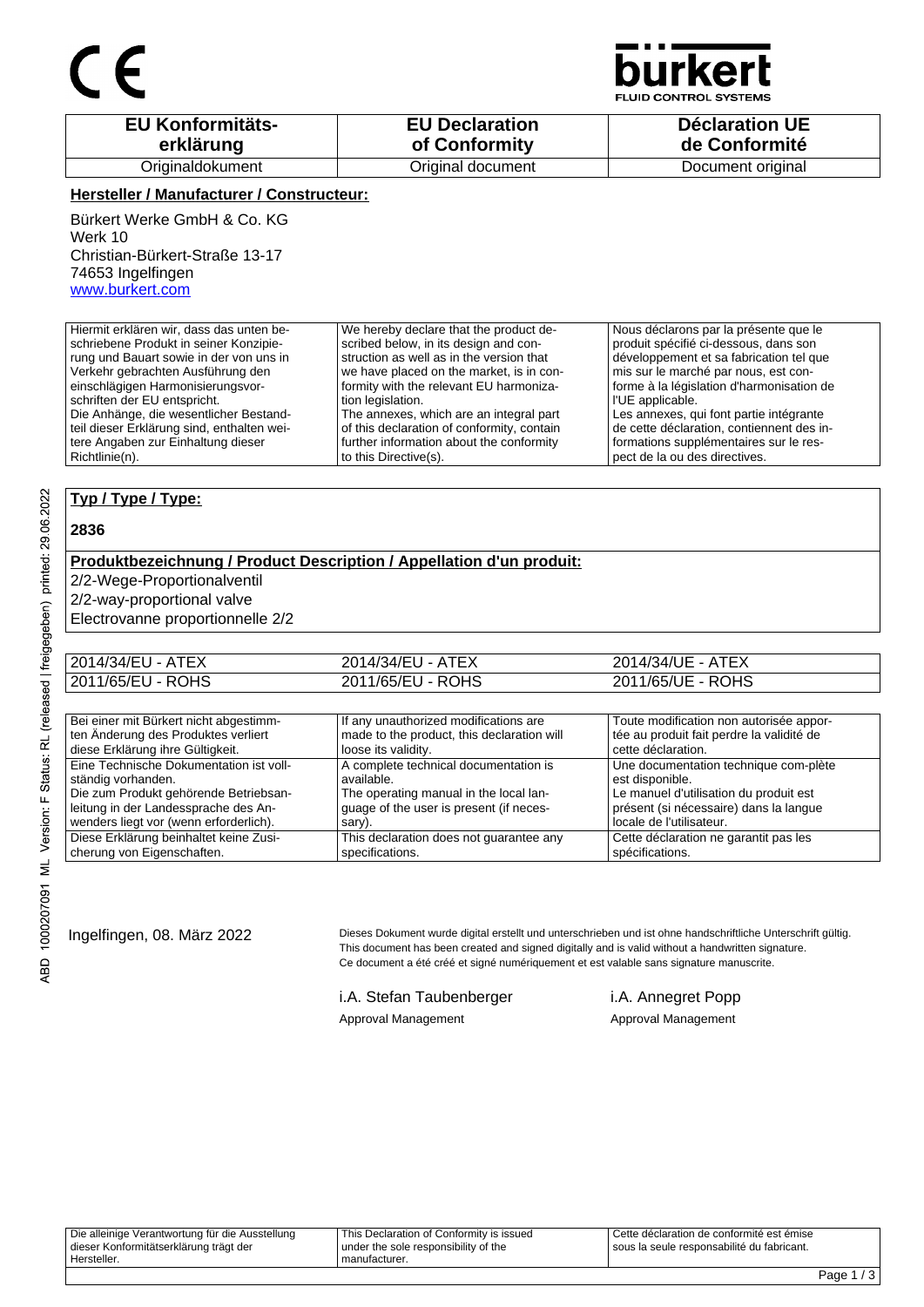CE

bürkert FLUID CONTROL SYSTEMS

| EU Konformitäts-erklärung | EU Declaration of Conformity | Déclaration UE de Conformité |
|---|---|---|
| Originaldokument | Original document | Document original |

**Hersteller / Manufacturer / Constructeur:**

Bürkert Werke GmbH & Co. KG
Werk 10
Christian-Bürkert-Straße 13-17
74653 Ingelfingen
www.burkert.com

| Hiermit erklären wir, dass das unten beschriebene Produkt in seiner Konzipierung und Bauart sowie in der von uns in Verkehr gebrachten Ausführung den einschlägigen Harmonisierungsvorschriften der EU entspricht. Die Anhänge, die wesentlicher Bestandteil dieser Erklärung sind, enthalten weitere Angaben zur Einhaltung dieser Richtlinie(n). | We hereby declare that the product described below, in its design and construction as well as in the version that we have placed on the market, is in conformity with the relevant EU harmonization legislation. The annexes, which are an integral part of this declaration of conformity, contain further information about the conformity to this Directive(s). | Nous déclarons par la présente que le produit spécifié ci-dessous, dans son développement et sa fabrication tel que mis sur le marché par nous, est conforme à la législation d'harmonisation de l'UE applicable. Les annexes, qui font partie intégrante de cette déclaration, contiennent des informations supplémentaires sur le respect de la ou des directives. |
|---|---|---|

**Typ / Type / Type:**

**2836**

**Produktbezeichnung / Product Description / Appellation d'un produit:**

2/2-Wege-Proportionalventil
2/2-way-proportional valve
Electrovanne proportionnelle 2/2

| 2014/34/EU - ATEX | 2014/34/EU - ATEX | 2014/34/UE - ATEX |
|---|---|---|
| 2011/65/EU - ROHS | 2011/65/EU - ROHS | 2011/65/UE - ROHS |

| Bei einer mit Bürkert nicht abgestimmten Änderung des Produktes verliert diese Erklärung ihre Gültigkeit. | If any unauthorized modifications are made to the product, this declaration will loose its validity. | Toute modification non autorisée apportée au produit fait perdre la validité de cette déclaration. |
|---|---|---|
| Eine Technische Dokumentation ist vollständig vorhanden. Die zum Produkt gehörende Betriebsanleitung in der Landessprache des Anwenders liegt vor (wenn erforderlich). | A complete technical documentation is available. The operating manual in the local language of the user is present (if necessary). | Une documentation technique com-plète est disponible. Le manuel d'utilisation du produit est présent (si nécessaire) dans la langue locale de l'utilisateur. |
| Diese Erklärung beinhaltet keine Zusicherung von Eigenschaften. | This declaration does not guarantee any specifications. | Cette déclaration ne garantit pas les spécifications. |

Ingelfingen, 08. März 2022

Dieses Dokument wurde digital erstellt und unterschrieben und ist ohne handschriftliche Unterschrift gültig.
This document has been created and signed digitally and is valid without a handwritten signature.
Ce document a été créé et signé numériquement et est valable sans signature manuscrite.

i.A. Stefan Taubenberger
Approval Management

i.A. Annegret Popp
Approval Management

| Die alleinige Verantwortung für die Ausstellung dieser Konformitätserklärung trägt der Hersteller. | This Declaration of Conformity is issued under the sole responsibility of the manufacturer. | Cette déclaration de conformité est émise sous la seule responsabilité du fabricant. |
|---|---|---|

ABD 1000207091 ML Version: F Status: RL (released | freigegeben) printed: 29.06.2022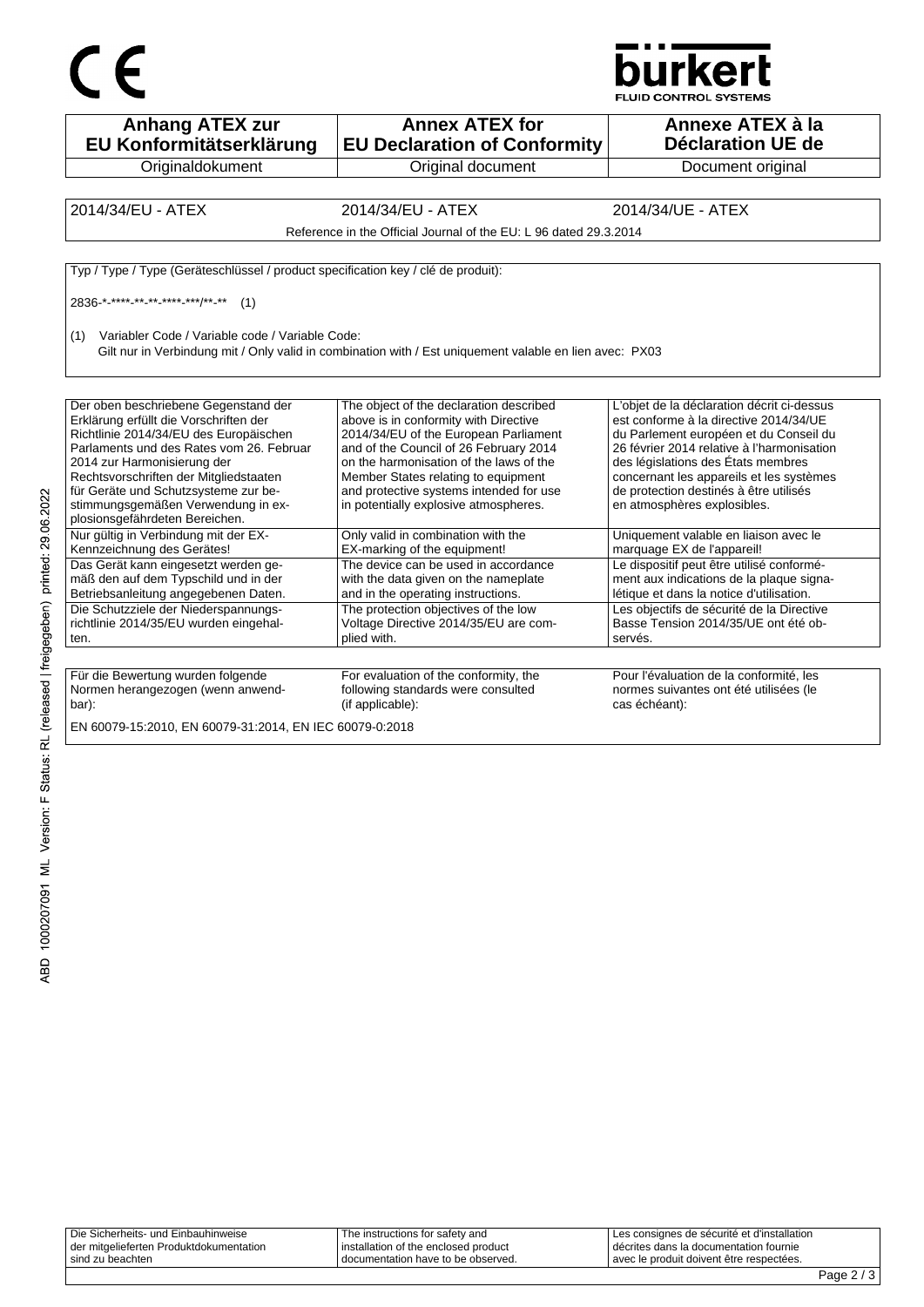CE

bürkert
FLUID CONTROL SYSTEMS

| Anhang ATEX zur EU Konformitätserklärung | Annex ATEX for EU Declaration of Conformity | Annexe ATEX à la Déclaration UE de |
|---|---|---|
| Originaldokument | Original document | Document original |

| 2014/34/EU - ATEX | 2014/34/EU - ATEX | 2014/34/UE - ATEX |
|---|---|---|
| Reference in the Official Journal of the EU: L 96 dated 29.3.2014 | | |

Typ / Type / Type (Geräteschlüssel / product specification key / clé de produit):

2836-*-****-**-**-****-***/**-** (1)

(1) Variabler Code / Variable code / Variable Code:
Gilt nur in Verbindung mit / Only valid in combination with / Est uniquement valable en lien avec: PX03

| | | |
|---|---|---|
| Der oben beschriebene Gegenstand der Erklärung erfüllt die Vorschriften der Richtlinie 2014/34/EU des Europäischen Parlaments und des Rates vom 26. Februar 2014 zur Harmonisierung der Rechtsvorschriften der Mitgliedstaaten für Geräte und Schutzsysteme zur bestimmungsgemäßen Verwendung in explosionsgefährdeten Bereichen. | The object of the declaration described above is in conformity with Directive 2014/34/EU of the European Parliament and of the Council of 26 February 2014 on the harmonisation of the laws of the Member States relating to equipment and protective systems intended for use in potentially explosive atmospheres. | L'objet de la déclaration décrit ci-dessus est conforme à la directive 2014/34/UE du Parlement européen et du Conseil du 26 février 2014 relative à l'harmonisation des législations des États membres concernant les appareils et les systèmes de protection destinés à être utilisés en atmosphères explosibles. |
| Nur gültig in Verbindung mit der EX-Kennzeichnung des Gerätes! | Only valid in combination with the EX-marking of the equipment! | Uniquement valable en liaison avec le marquage EX de l'appareil! |
| Das Gerät kann eingesetzt werden gemäß den auf dem Typschild und in der Betriebsanleitung angegebenen Daten. | The device can be used in accordance with the data given on the nameplate and in the operating instructions. | Le dispositif peut être utilisé conformément aux indications de la plaque signalétique et dans la notice d'utilisation. |
| Die Schutzziele der Niederspannungsrichtlinie 2014/35/EU wurden eingehalten. | The protection objectives of the low Voltage Directive 2014/35/EU are complied with. | Les objectifs de sécurité de la Directive Basse Tension 2014/35/UE ont été observés. |

| Für die Bewertung wurden folgende Normen herangezogen (wenn anwendbar): | For evaluation of the conformity, the following standards were consulted (if applicable): | Pour l'évaluation de la conformité, les normes suivantes ont été utilisées (le cas échéant): |
|---|---|---|

EN 60079-15:2010, EN 60079-31:2014, EN IEC 60079-0:2018

| Die Sicherheits- und Einbauhinweise der mitgelieferten Produktdokumentation sind zu beachten | The instructions for safety and installation of the enclosed product documentation have to be observed. | Les consignes de sécurité et d'installation décrites dans la documentation fournie avec le produit doivent être respectées. |
|---|---|---|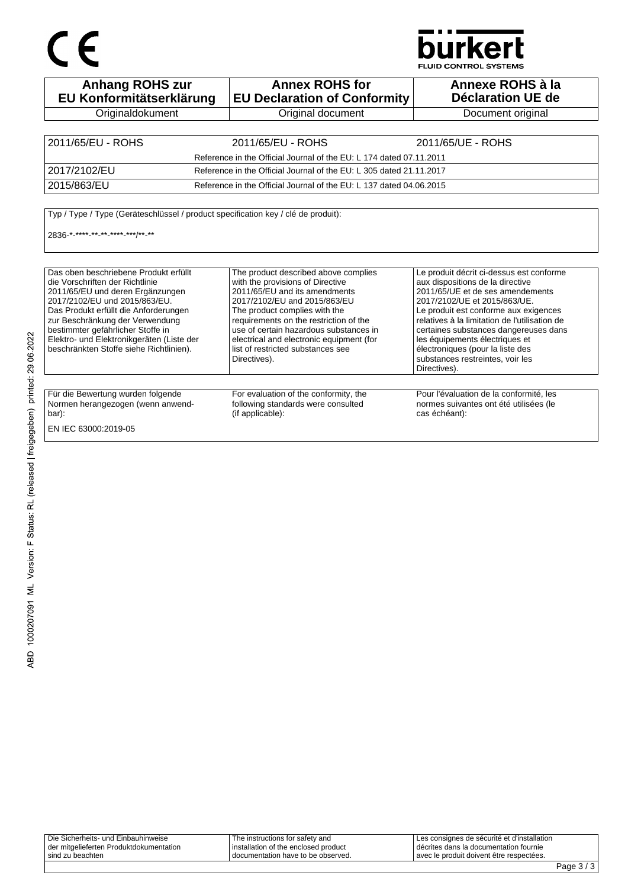CE

bürkert
FLUID CONTROL SYSTEMS

| Anhang ROHS zur EU Konformitätserklärung | Annex ROHS for EU Declaration of Conformity | Annexe ROHS à la Déclaration UE de |
|---|---|---|
| Originaldokument | Original document | Document original |

| | | |
|---|---|---|
| 2011/65/EU - ROHS | 2011/65/EU - ROHS | 2011/65/UE - ROHS |
| | Reference in the Official Journal of the EU: L 174 dated 07.11.2011 | |
| 2017/2102/EU | Reference in the Official Journal of the EU: L 305 dated 21.11.2017 | |
| 2015/863/EU | Reference in the Official Journal of the EU: L 137 dated 04.06.2015 | |

Typ / Type / Type (Geräteschlüssel / product specification key / clé de produit):

2836-*-****-**-**-****-***/**-**

| | | |
|---|---|---|
| Das oben beschriebene Produkt erfüllt die Vorschriften der Richtlinie 2011/65/EU und deren Ergänzungen 2017/2102/EU und 2015/863/EU. Das Produkt erfüllt die Anforderungen zur Beschränkung der Verwendung bestimmter gefährlicher Stoffe in Elektro- und Elektronikgeräten (Liste der beschränkten Stoffe siehe Richtlinien). | The product described above complies with the provisions of Directive 2011/65/EU and its amendments 2017/2102/EU and 2015/863/EU The product complies with the requirements on the restriction of the use of certain hazardous substances in electrical and electronic equipment (for list of restricted substances see Directives). | Le produit décrit ci-dessus est conforme aux dispositions de la directive 2011/65/UE et de ses amendements 2017/2102/UE et 2015/863/UE. Le produit est conforme aux exigences relatives à la limitation de l'utilisation de certaines substances dangereuses dans les équipements électriques et électroniques (pour la liste des substances restreintes, voir les Directives). |

| | | |
|---|---|---|
| Für die Bewertung wurden folgende Normen herangezogen (wenn anwendbar): | For evaluation of the conformity, the following standards were consulted (if applicable): | Pour l'évaluation de la conformité, les normes suivantes ont été utilisées (le cas échéant): |

EN IEC 63000:2019-05

ABD 1000207091 ML Version: F Status: RL (released | freigegeben) printed: 29.06.2022

| | | |
|---|---|---|
| Die Sicherheits- und Einbauhinweise der mitgelieferten Produktdokumentation sind zu beachten | The instructions for safety and installation of the enclosed product documentation have to be observed. | Les consignes de sécurité et d'installation décrites dans la documentation fournie avec le produit doivent être respectées. |